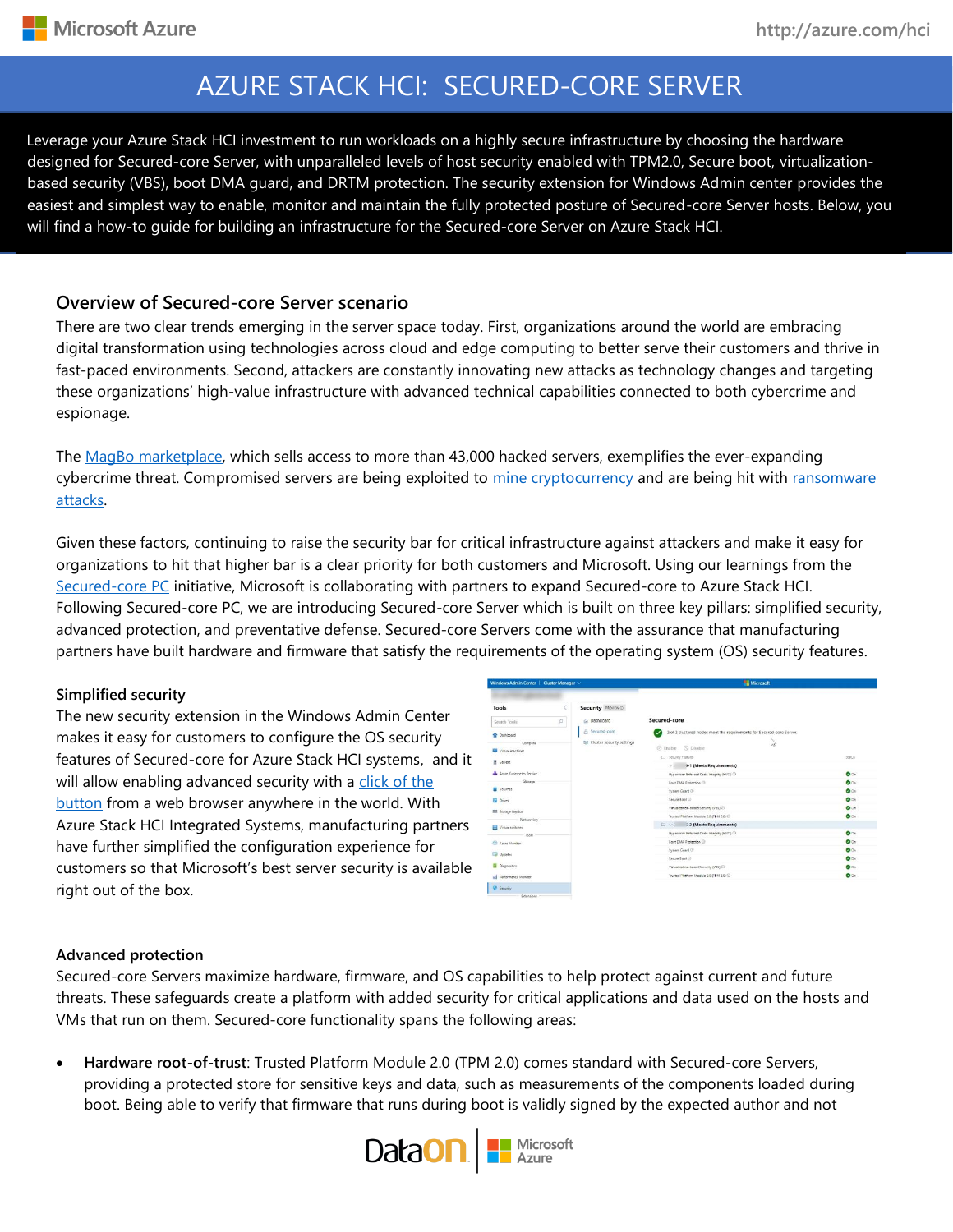# AZURE STACK HCI: SECURED-CORE SERVER

Leverage your Azure Stack HCI investment to run workloads on a highly secure infrastructure by choosing the hardware designed for Secured-core Server, with unparalleled levels of host security enabled with TPM2.0, Secure boot, virtualization-based security (VBS), boot DMA guard, and DRTM protection. The security extension for Windows Admin center provides the easiest and simplest way to enable, monitor and maintain the fully protected posture of Secured-core Server hosts. Below, you will find a how-to guide for building an infrastructure for the Secured-core Server on Azure Stack HCI.

## Overview of Secured-core Server scenario

There are two clear trends emerging in the server space today. First, organizations around the world are embracing digital transformation using technologies across cloud and edge computing to better serve their customers and thrive in fast-paced environments. Second, attackers are constantly innovating new attacks as technology changes and targeting these organizations' high-value infrastructure with advanced technical capabilities connected to both cybercrime and espionage.

The MagBo marketplace, which sells access to more than 43,000 hacked servers, exemplifies the ever-expanding cybercrime threat. Compromised servers are being exploited to mine cryptocurrency and are being hit with ransomware attacks.

Given these factors, continuing to raise the security bar for critical infrastructure against attackers and make it easy for organizations to hit that higher bar is a clear priority for both customers and Microsoft. Using our learnings from the Secured-core PC initiative, Microsoft is collaborating with partners to expand Secured-core to Azure Stack HCI. Following Secured-core PC, we are introducing Secured-core Server which is built on three key pillars: simplified security, advanced protection, and preventative defense. Secured-core Servers come with the assurance that manufacturing partners have built hardware and firmware that satisfy the requirements of the operating system (OS) security features.

### Simplified security

The new security extension in the Windows Admin Center makes it easy for customers to configure the OS security features of Secured-core for Azure Stack HCI systems, and it will allow enabling advanced security with a click of the button from a web browser anywhere in the world. With Azure Stack HCI Integrated Systems, manufacturing partners have further simplified the configuration experience for customers so that Microsoft's best server security is available right out of the box.

### Advanced protection

Secured-core Servers maximize hardware, firmware, and OS capabilities to help protect against current and future threats. These safeguards create a platform with added security for critical applications and data used on the hosts and VMs that run on them. Secured-core functionality spans the following areas:

- **Hardware root-of-trust**: Trusted Platform Module 2.0 (TPM 2.0) comes standard with Secured-core Servers, providing a protected store for sensitive keys and data, such as measurements of the components loaded during boot. Being able to verify that firmware that runs during boot is validly signed by the expected author and not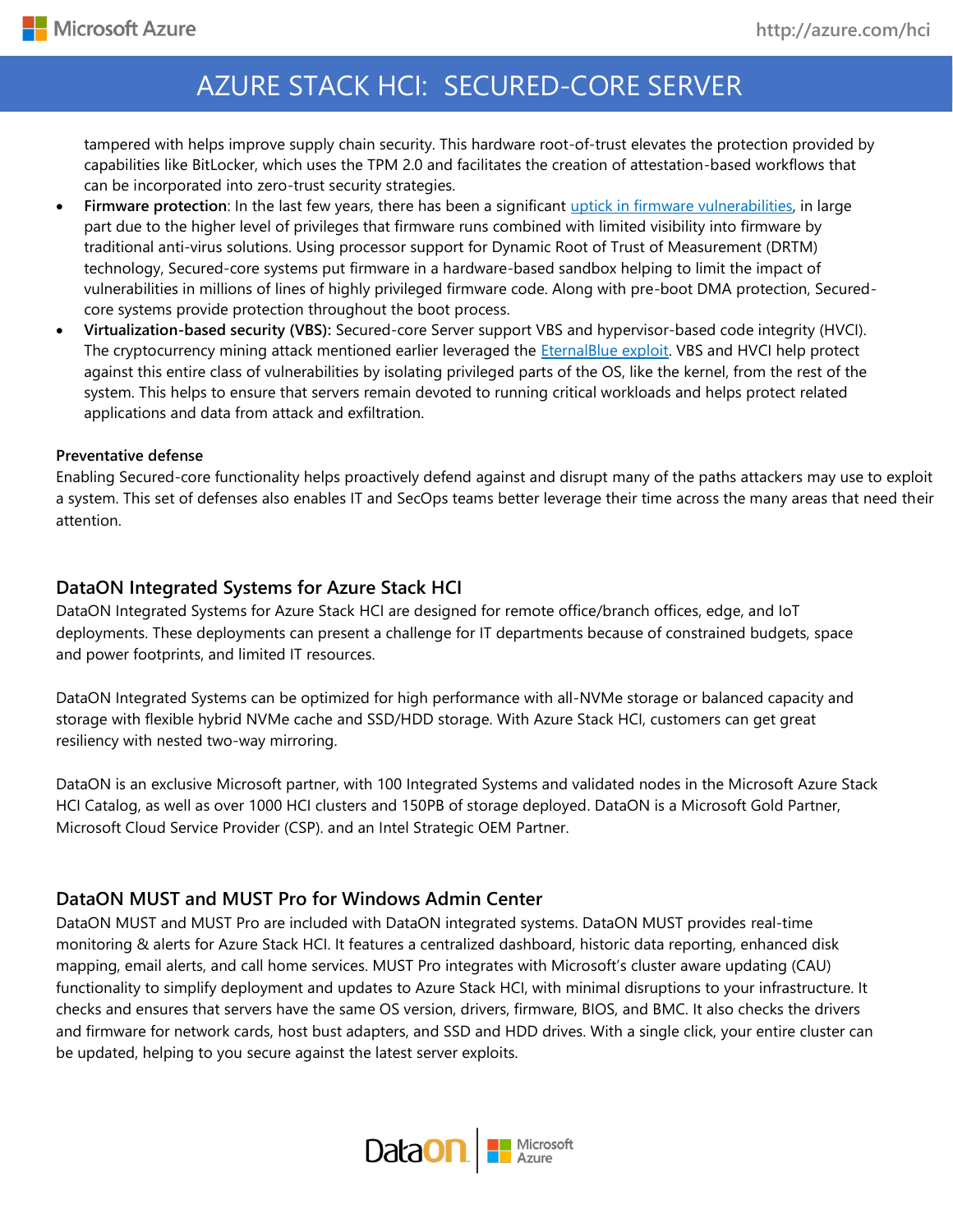tampered with helps improve supply chain security. This hardware root-of-trust elevates the protection provided by capabilities like BitLocker, which uses the TPM 2.0 and facilitates the creation of attestation-based workflows that can be incorporated into zero-trust security strategies.

- **Firmware protection**: In the last few years, there has been a significant uptick in firmware vulnerabilities, in large part due to the higher level of privileges that firmware runs combined with limited visibility into firmware by traditional anti-virus solutions. Using processor support for Dynamic Root of Trust of Measurement (DRTM) technology, Secured-core systems put firmware in a hardware-based sandbox helping to limit the impact of vulnerabilities in millions of lines of highly privileged firmware code. Along with pre-boot DMA protection, Secured-core systems provide protection throughout the boot process.
- **Virtualization-based security (VBS):** Secured-core Server support VBS and hypervisor-based code integrity (HVCI). The cryptocurrency mining attack mentioned earlier leveraged the EternalBlue exploit. VBS and HVCI help protect against this entire class of vulnerabilities by isolating privileged parts of the OS, like the kernel, from the rest of the system. This helps to ensure that servers remain devoted to running critical workloads and helps protect related applications and data from attack and exfiltration.

**Preventative defense**

Enabling Secured-core functionality helps proactively defend against and disrupt many of the paths attackers may use to exploit a system. This set of defenses also enables IT and SecOps teams better leverage their time across the many areas that need their attention.

## DataON Integrated Systems for Azure Stack HCI

DataON Integrated Systems for Azure Stack HCI are designed for remote office/branch offices, edge, and IoT deployments. These deployments can present a challenge for IT departments because of constrained budgets, space and power footprints, and limited IT resources.

DataON Integrated Systems can be optimized for high performance with all-NVMe storage or balanced capacity and storage with flexible hybrid NVMe cache and SSD/HDD storage. With Azure Stack HCI, customers can get great resiliency with nested two-way mirroring.

DataON is an exclusive Microsoft partner, with 100 Integrated Systems and validated nodes in the Microsoft Azure Stack HCI Catalog, as well as over 1000 HCI clusters and 150PB of storage deployed. DataON is a Microsoft Gold Partner, Microsoft Cloud Service Provider (CSP). and an Intel Strategic OEM Partner.

## DataON MUST and MUST Pro for Windows Admin Center

DataON MUST and MUST Pro are included with DataON integrated systems. DataON MUST provides real-time monitoring & alerts for Azure Stack HCI. It features a centralized dashboard, historic data reporting, enhanced disk mapping, email alerts, and call home services. MUST Pro integrates with Microsoft's cluster aware updating (CAU) functionality to simplify deployment and updates to Azure Stack HCI, with minimal disruptions to your infrastructure. It checks and ensures that servers have the same OS version, drivers, firmware, BIOS, and BMC. It also checks the drivers and firmware for network cards, host bust adapters, and SSD and HDD drives. With a single click, your entire cluster can be updated, helping to you secure against the latest server exploits.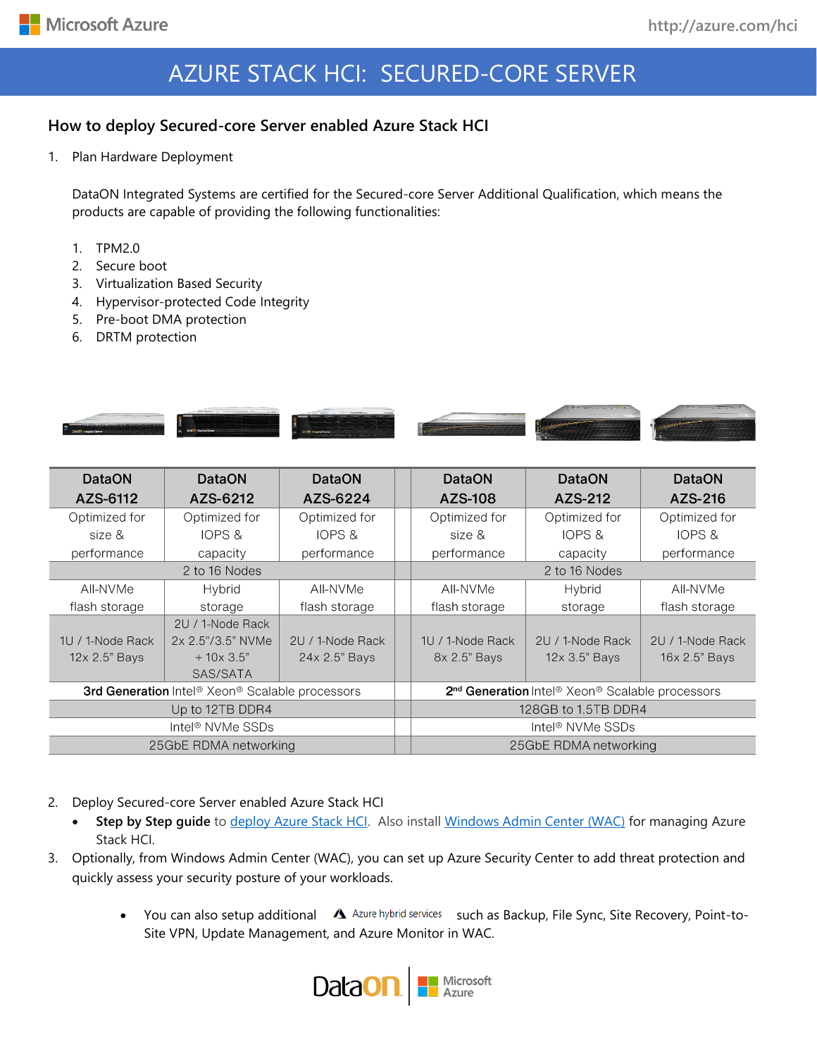# AZURE STACK HCI: SECURED-CORE SERVER

## How to deploy Secured-core Server enabled Azure Stack HCI

1. Plan Hardware Deployment

   DataON Integrated Systems are certified for the Secured-core Server Additional Qualification, which means the products are capable of providing the following functionalities:

   1. TPM2.0
   2. Secure boot
   3. Virtualization Based Security
   4. Hypervisor-protected Code Integrity
   5. Pre-boot DMA protection
   6. DRTM protection

| DataON AZS-6112 | DataON AZS-6212 | DataON AZS-6224 | DataON AZS-108 | DataON AZS-212 | DataON AZS-216 |
|---|---|---|---|---|---|
| Optimized for size & performance | Optimized for IOPS & capacity | Optimized for IOPS & performance | Optimized for size & performance | Optimized for IOPS & capacity | Optimized for IOPS & performance |
| 2 to 16 Nodes | | | 2 to 16 Nodes | | |
| All-NVMe flash storage | Hybrid storage | All-NVMe flash storage | All-NVMe flash storage | Hybrid storage | All-NVMe flash storage |
| 1U / 1-Node Rack 12x 2.5" Bays | 2U / 1-Node Rack 2x 2.5"/3.5" NVMe + 10x 3.5" SAS/SATA | 2U / 1-Node Rack 24x 2.5" Bays | 1U / 1-Node Rack 8x 2.5" Bays | 2U / 1-Node Rack 12x 3.5" Bays | 2U / 1-Node Rack 16x 2.5" Bays |
| **3rd Generation** Intel® Xeon® Scalable processors | | | **2nd Generation** Intel® Xeon® Scalable processors | | |
| Up to 12TB DDR4 | | | 128GB to 1.5TB DDR4 | | |
| Intel® NVMe SSDs | | | Intel® NVMe SSDs | | |
| 25GbE RDMA networking | | | 25GbE RDMA networking | | |

2. Deploy Secured-core Server enabled Azure Stack HCI
   - **Step by Step guide** to [deploy Azure Stack HCI](). Also install [Windows Admin Center (WAC)]() for managing Azure Stack HCI.
3. Optionally, from Windows Admin Center (WAC), you can set up Azure Security Center to add threat protection and quickly assess your security posture of your workloads.

   - You can also setup additional Azure hybrid services such as Backup, File Sync, Site Recovery, Point-to-Site VPN, Update Management, and Azure Monitor in WAC.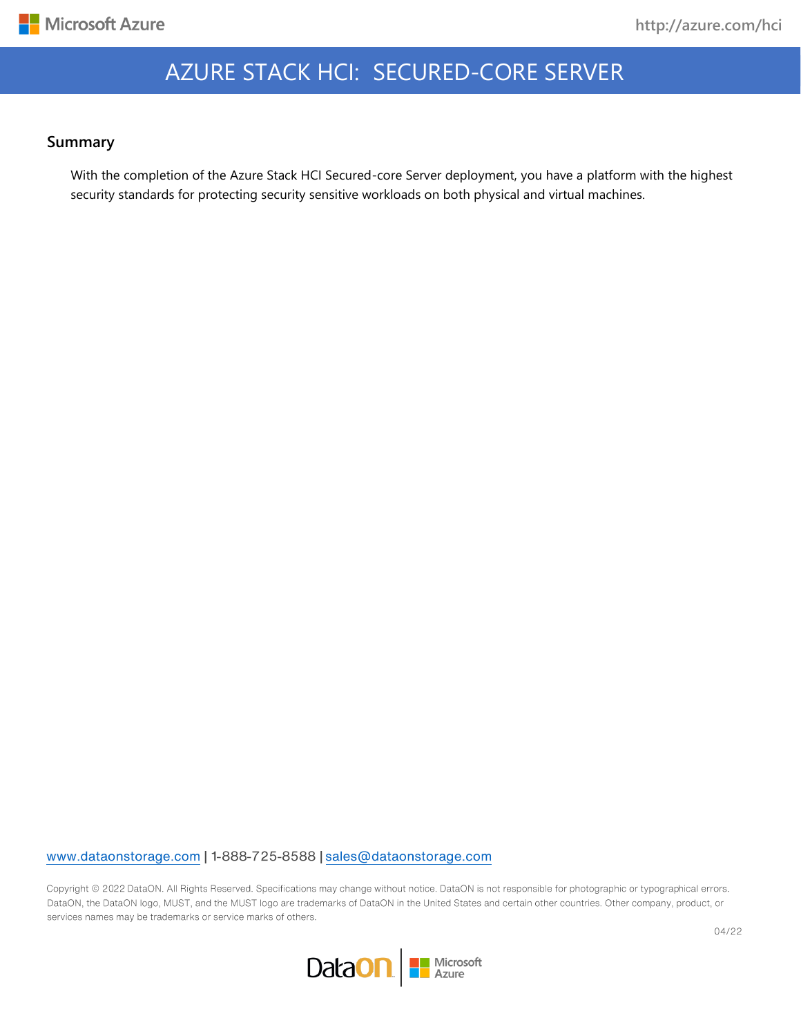## Summary

With the completion of the Azure Stack HCI Secured-core Server deployment, you have a platform with the highest security standards for protecting security sensitive workloads on both physical and virtual machines.

www.dataonstorage.com | 1-888-725-8588 | sales@dataonstorage.com

Copyright © 2022 DataON. All Rights Reserved. Specifications may change without notice. DataON is not responsible for photographic or typographical errors. DataON, the DataON logo, MUST, and the MUST logo are trademarks of DataON in the United States and certain other countries. Other company, product, or services names may be trademarks or service marks of others.

04/22